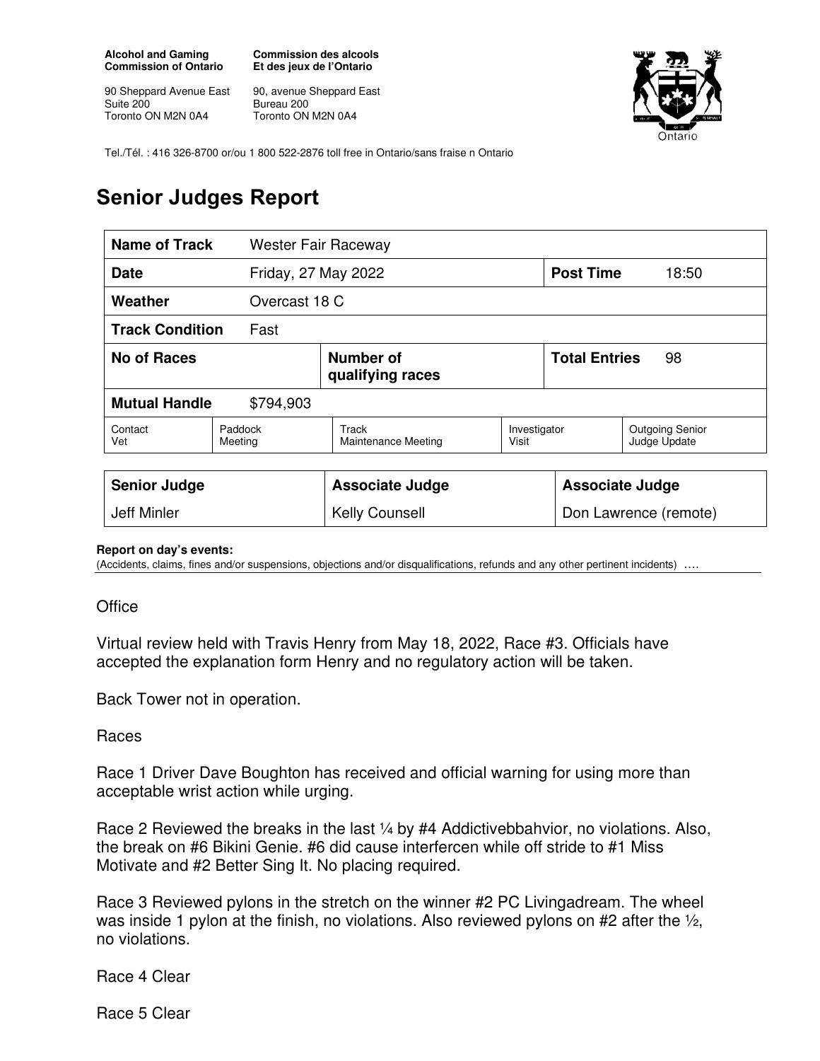**Alcohol and Gaming Commission of Ontario**

90 Sheppard Avenue East
Suite 200
Toronto ON M2N 0A4

**Commission des alcools Et des jeux de l'Ontario**

90, avenue Sheppard East
Bureau 200
Toronto ON M2N 0A4

Tel./Tél. : 416 326-8700 or/ou 1 800 522-2876 toll free in Ontario/sans fraise n Ontario

# Senior Judges Report

| **Name of Track** | Wester Fair Raceway | | | | |
|---|---|---|---|---|---|
| **Date** | Friday, 27 May 2022 | | | **Post Time** | 18:50 |
| **Weather** | Overcast 18 C | | | | |
| **Track Condition** | Fast | | | | |
| **No of Races** | | **Number of qualifying races** | | **Total Entries** | 98 |
| **Mutual Handle** | $794,903 | | | | |
| Contact Vet | Paddock Meeting | Track Maintenance Meeting | Investigator Visit | Outgoing Senior Judge Update | |

| **Senior Judge** | **Associate Judge** | **Associate Judge** |
|---|---|---|
| Jeff Minler | Kelly Counsell | Don Lawrence (remote) |

**Report on day's events:**
(Accidents, claims, fines and/or suspensions, objections and/or disqualifications, refunds and any other pertinent incidents) ….

Office

Virtual review held with Travis Henry from May 18, 2022, Race #3. Officials have accepted the explanation form Henry and no regulatory action will be taken.

Back Tower not in operation.

Races

Race 1 Driver Dave Boughton has received and official warning for using more than acceptable wrist action while urging.

Race 2 Reviewed the breaks in the last ¼ by #4 Addictivebbahvior, no violations. Also, the break on #6 Bikini Genie. #6 did cause interfercen while off stride to #1 Miss Motivate and #2 Better Sing It. No placing required.

Race 3 Reviewed pylons in the stretch on the winner #2 PC Livingadream. The wheel was inside 1 pylon at the finish, no violations. Also reviewed pylons on #2 after the ½, no violations.

Race 4 Clear

Race 5 Clear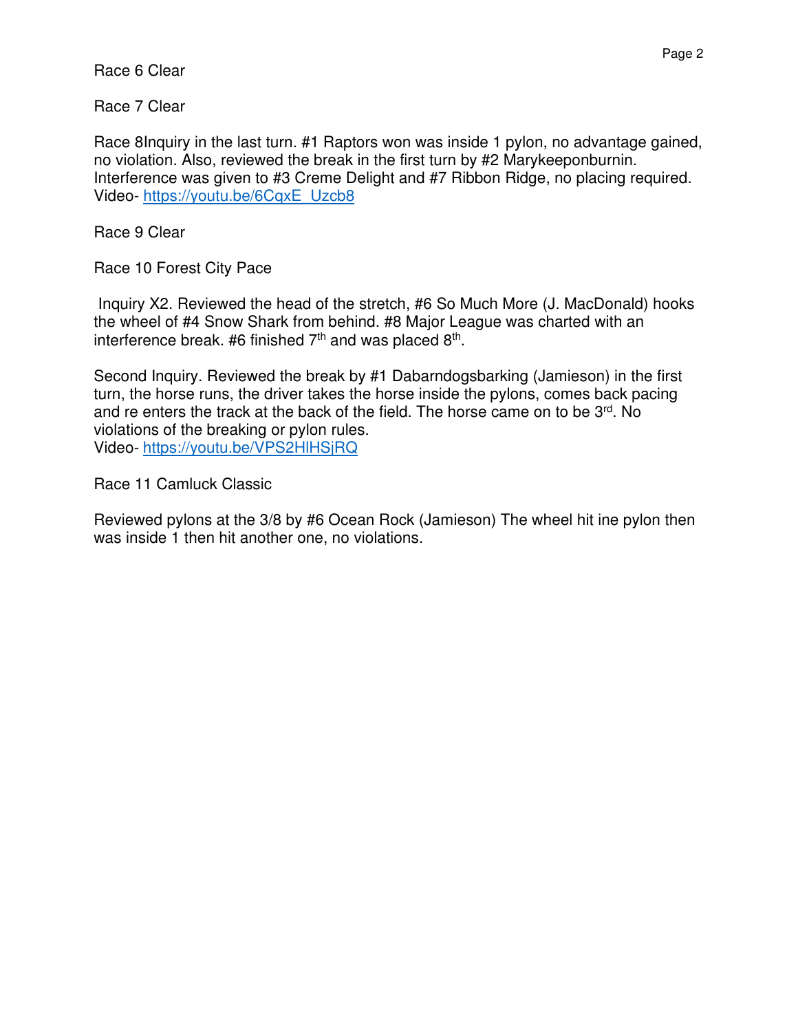Race 6 Clear

Race 7 Clear

Race 8Inquiry in the last turn. #1 Raptors won was inside 1 pylon, no advantage gained, no violation. Also, reviewed the break in the first turn by #2 Marykeeponburnin. Interference was given to #3 Creme Delight and #7 Ribbon Ridge, no placing required. Video- https://youtu.be/6CqxE_Uzcb8

Race 9 Clear

Race 10 Forest City Pace

Inquiry X2. Reviewed the head of the stretch, #6 So Much More (J. MacDonald) hooks the wheel of #4 Snow Shark from behind. #8 Major League was charted with an interference break. #6 finished 7th and was placed 8th.

Second Inquiry. Reviewed the break by #1 Dabarndogsbarking (Jamieson) in the first turn, the horse runs, the driver takes the horse inside the pylons, comes back pacing and re enters the track at the back of the field. The horse came on to be 3rd. No violations of the breaking or pylon rules.
Video- https://youtu.be/VPS2HlHSjRQ

Race 11 Camluck Classic

Reviewed pylons at the 3/8 by #6 Ocean Rock (Jamieson) The wheel hit ine pylon then was inside 1 then hit another one, no violations.